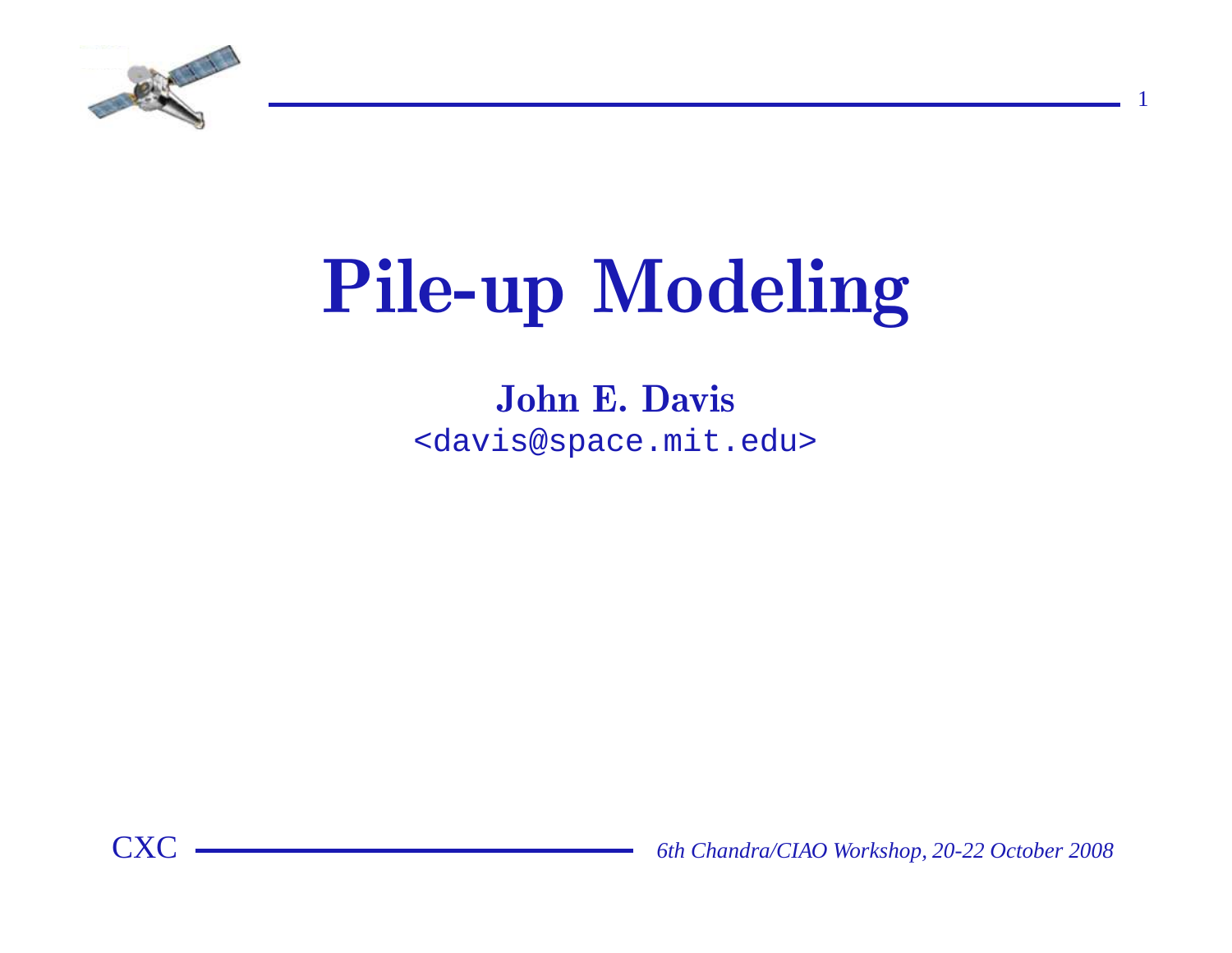# Pile-up Modeling

**John E. Davis**

<davis@space.mit.edu>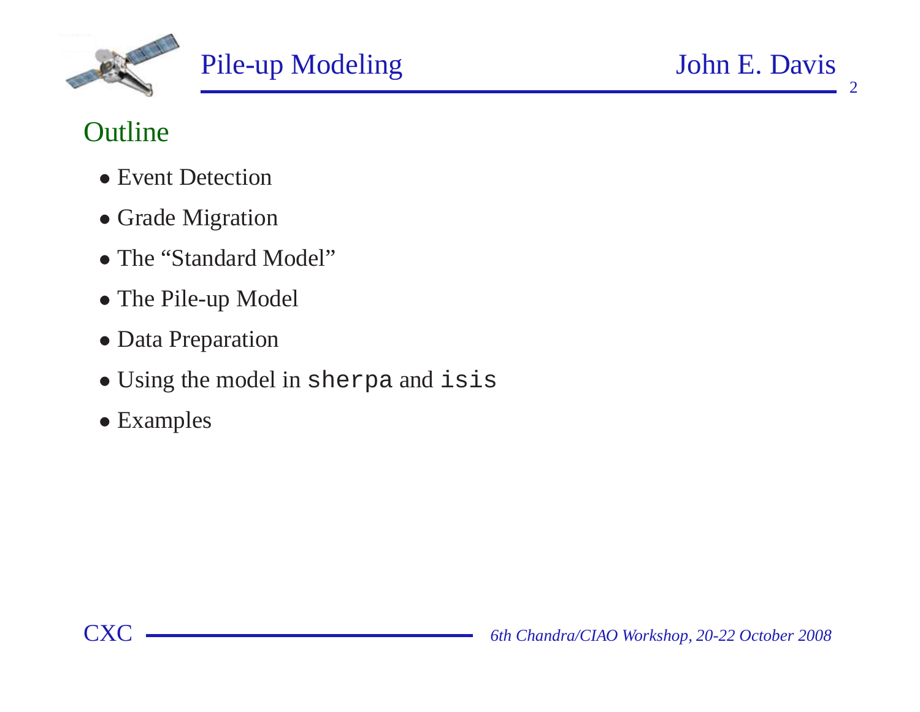## Outline

- Event Detection
- Grade Migration
- The "Standard Model"
- The Pile-up Model
- Data Preparation
- Using the model in `sherpa` and `isis`
- Examples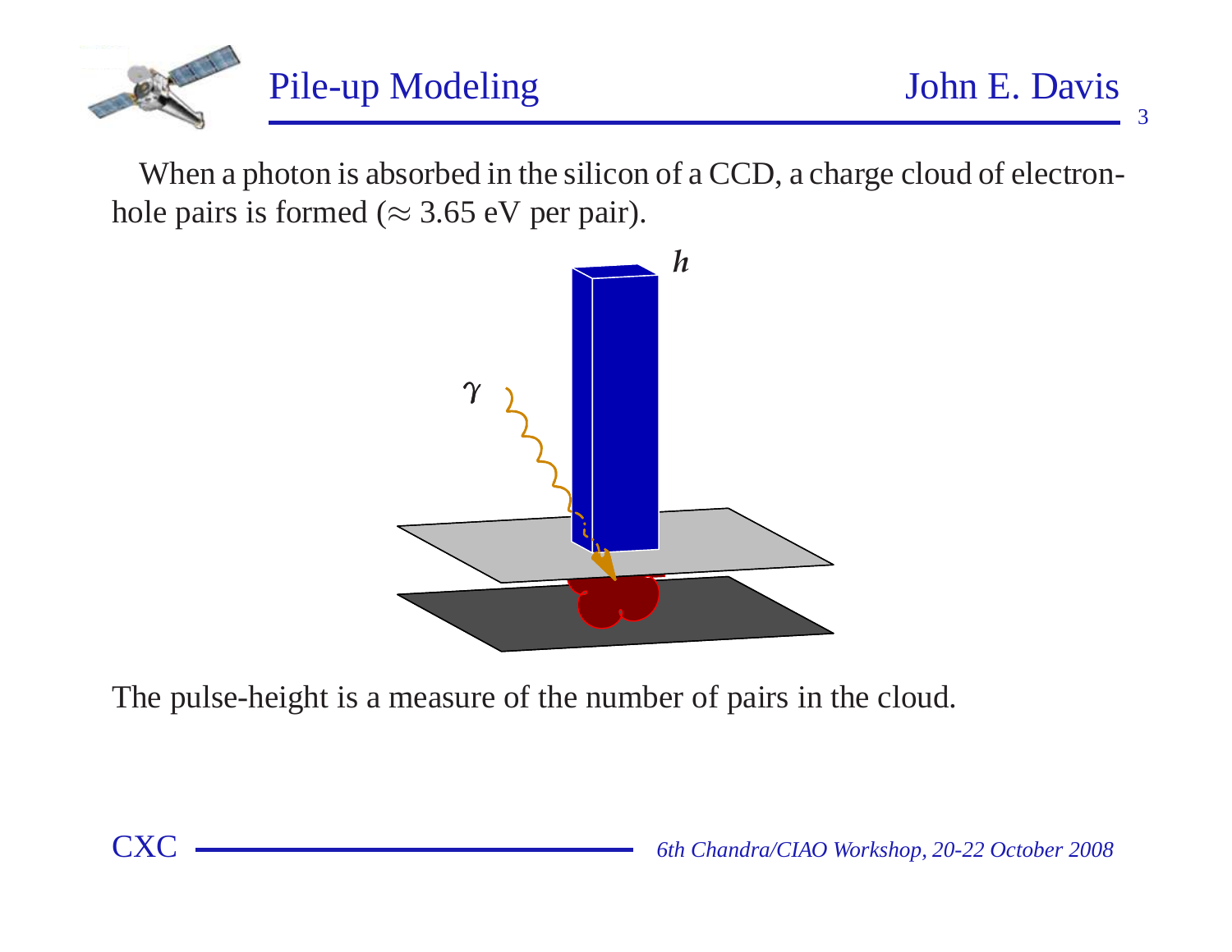When a photon is absorbed in the silicon of a CCD, a charge cloud of electron-hole pairs is formed ($\approx$ 3.65 eV per pair).

$h$

$\gamma$

The pulse-height is a measure of the number of pairs in the cloud.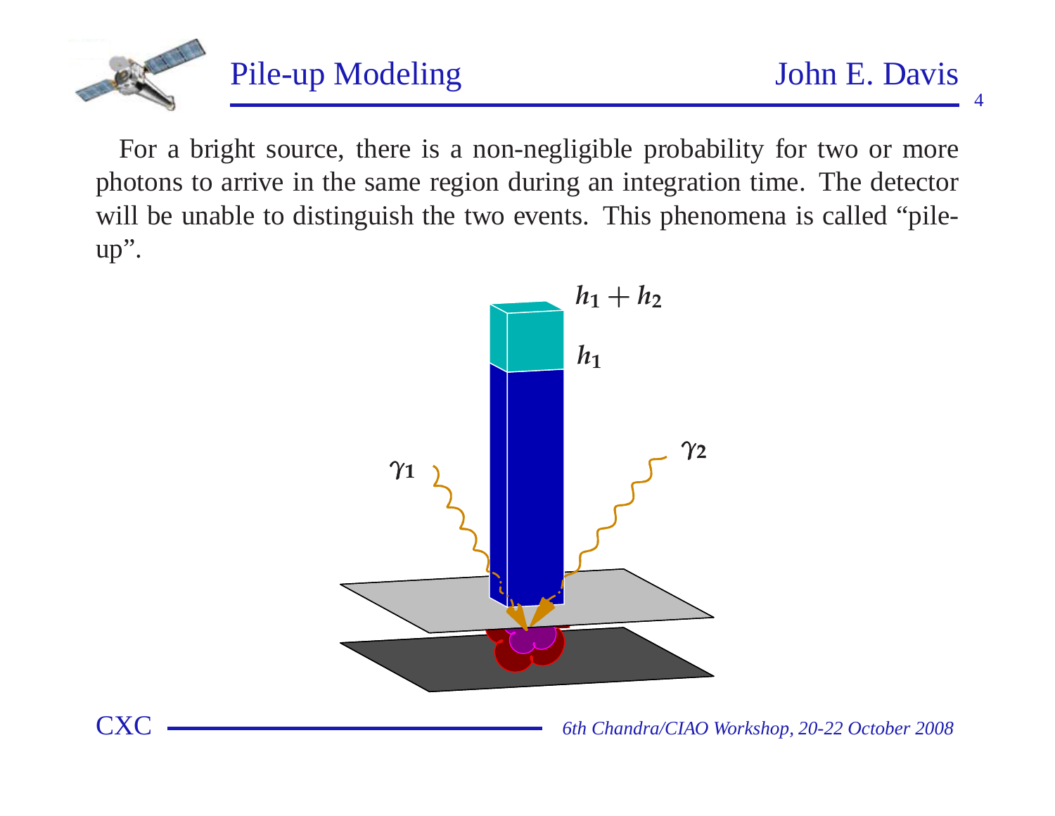## Pile-up Modeling

For a bright source, there is a non-negligible probability for two or more photons to arrive in the same region during an integration time. The detector will be unable to distinguish the two events. This phenomena is called "pile-up".

$h_1 + h_2$

$h_1$

$\gamma_1$

$\gamma_2$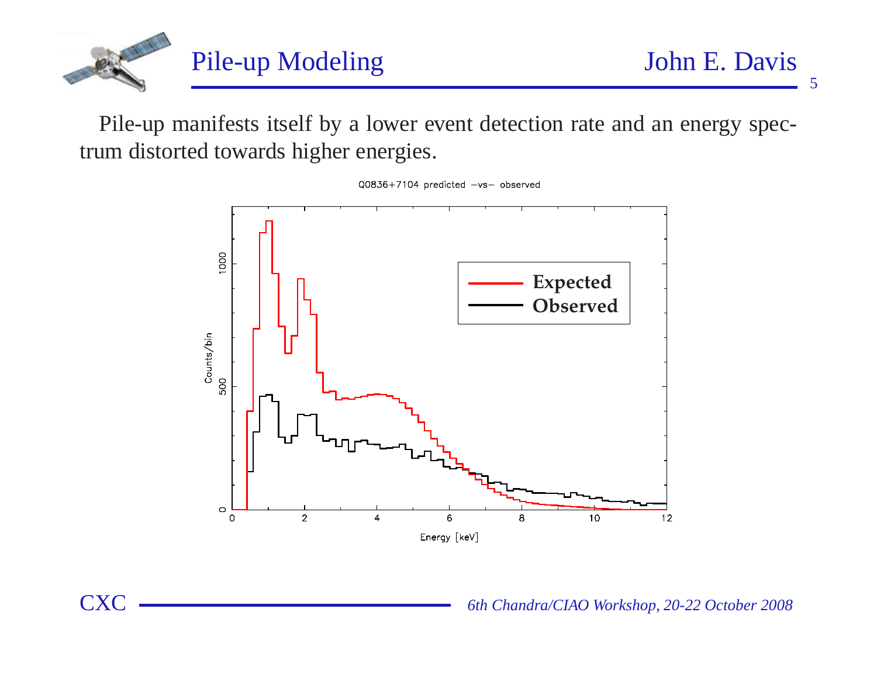# Pile-up Modeling

Pile-up manifests itself by a lower event detection rate and an energy spectrum distorted towards higher energies.

Q0836+7104 predicted -vs- observed

Expected
Observed

Counts/bin

0
500
1000

0
2
4
6
8
10
12

Energy [keV]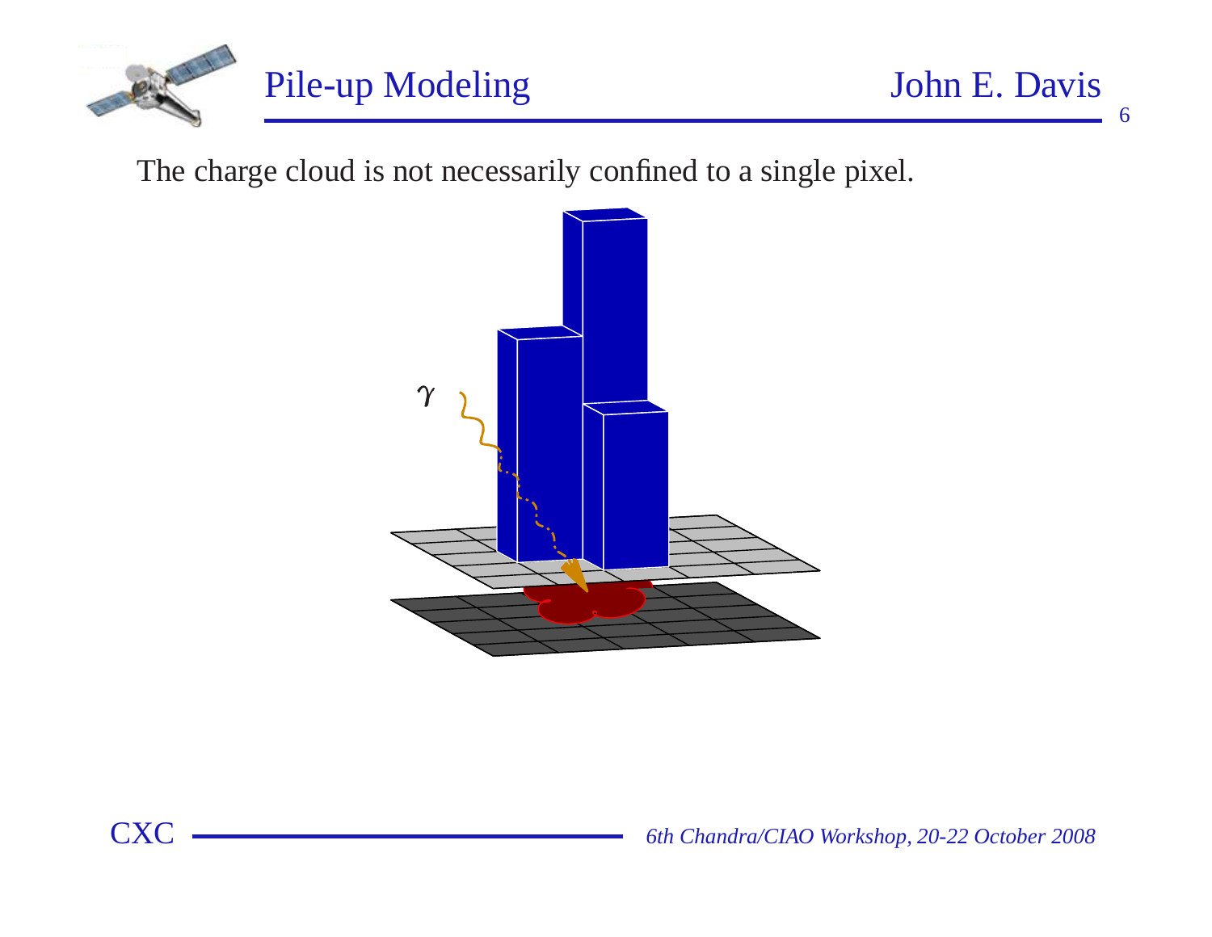The charge cloud is not necessarily confined to a single pixel.

$\gamma$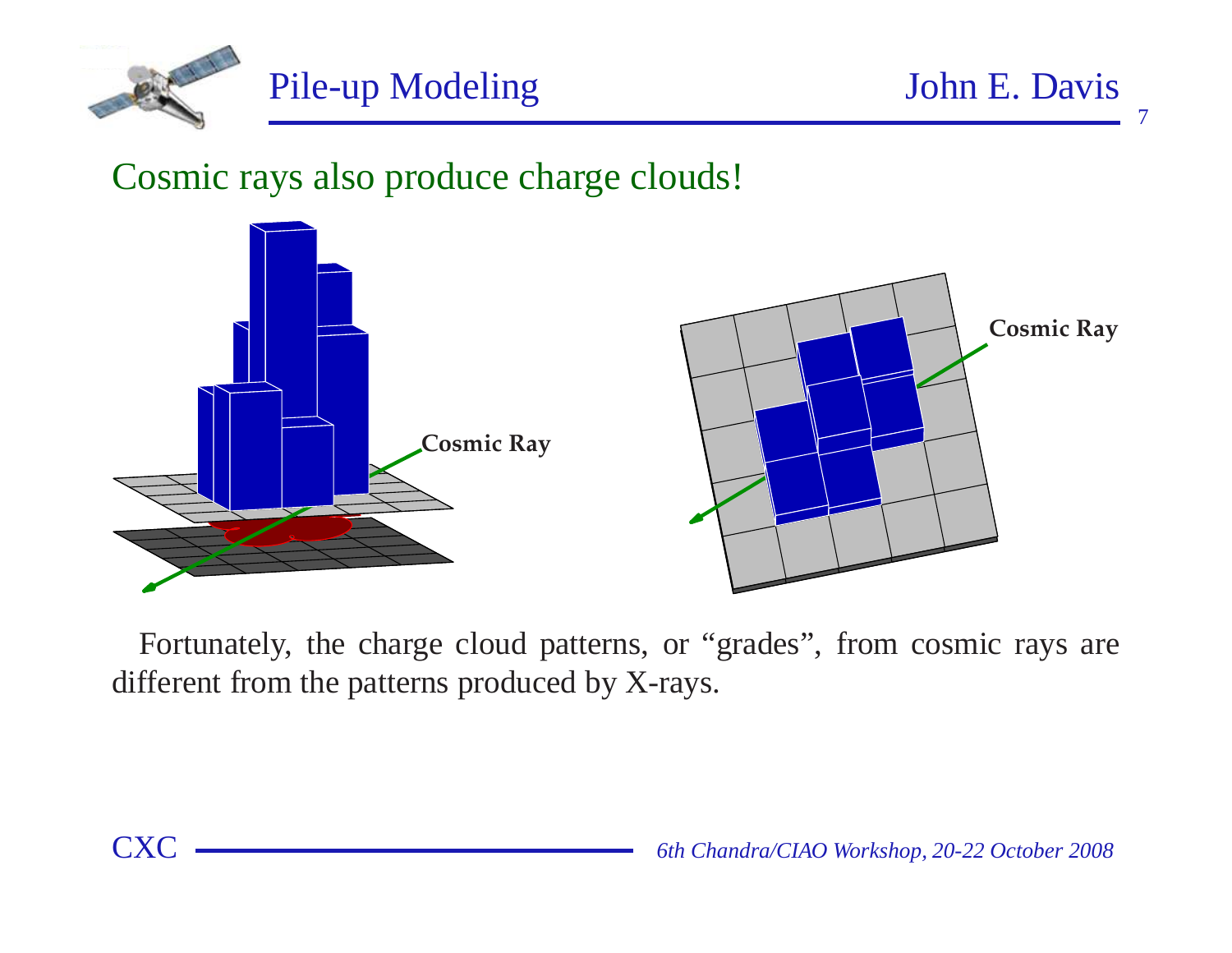## Cosmic rays also produce charge clouds!

Cosmic Ray

Cosmic Ray

Fortunately, the charge cloud patterns, or “grades”, from cosmic rays are different from the patterns produced by X-rays.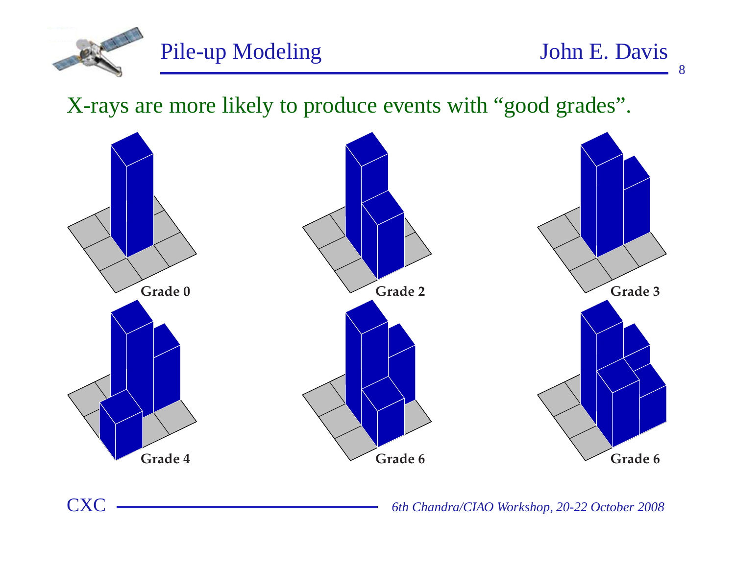X-rays are more likely to produce events with "good grades".

Grade 0

Grade 2

Grade 3

Grade 4

Grade 6

Grade 6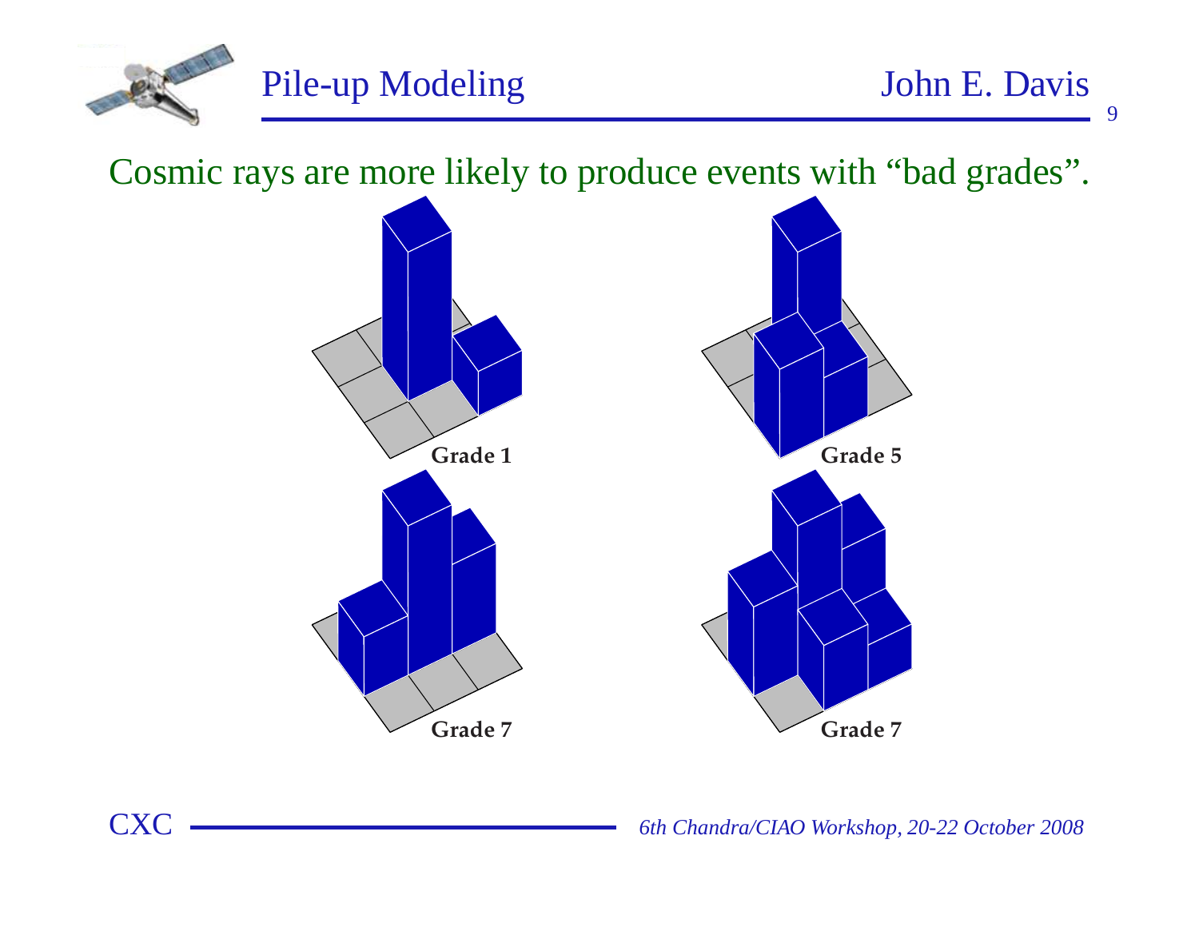Cosmic rays are more likely to produce events with “bad grades”.

Grade 1

Grade 5

Grade 7

Grade 7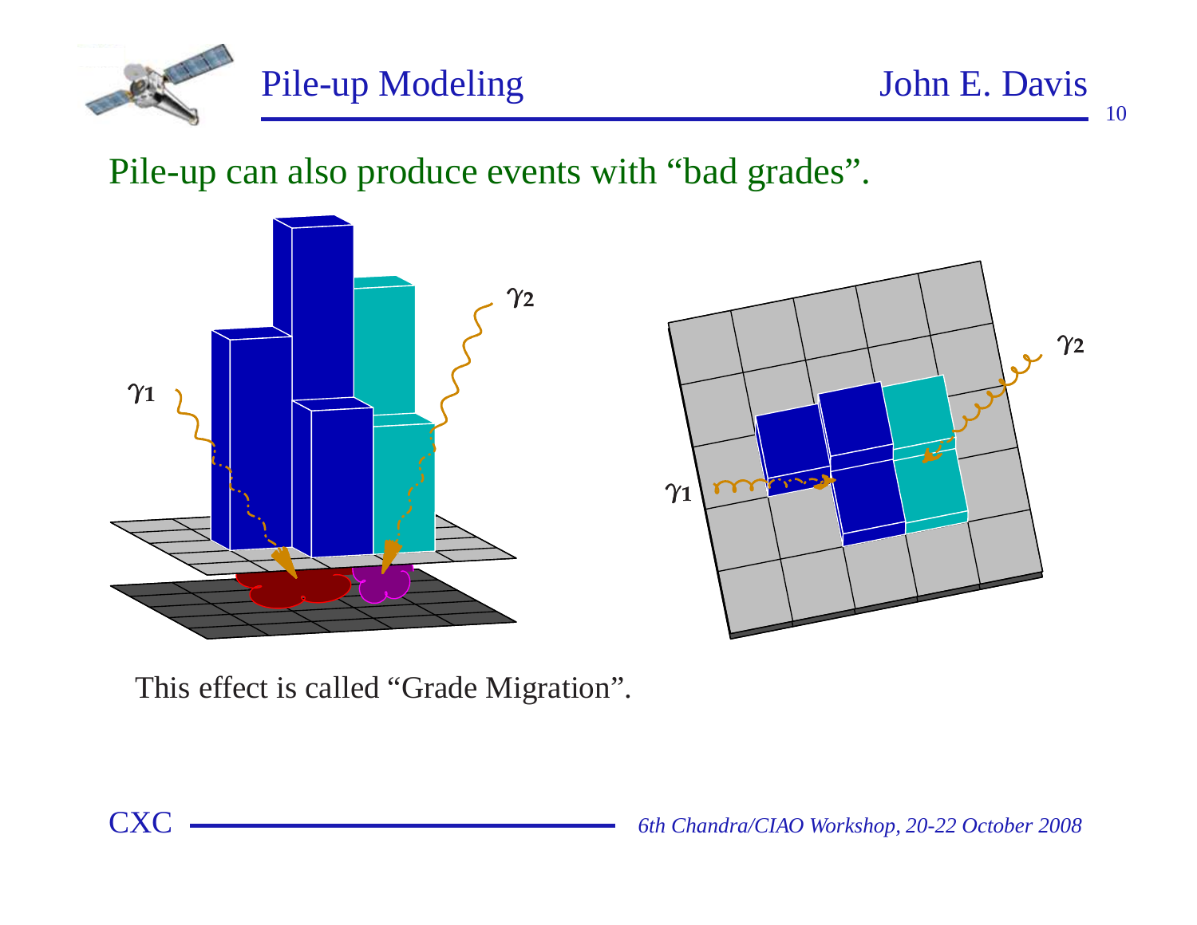# Pile-up Modeling

Pile-up can also produce events with “bad grades”.

$\gamma_1$

$\gamma_2$

$\gamma_1$

$\gamma_2$

This effect is called “Grade Migration”.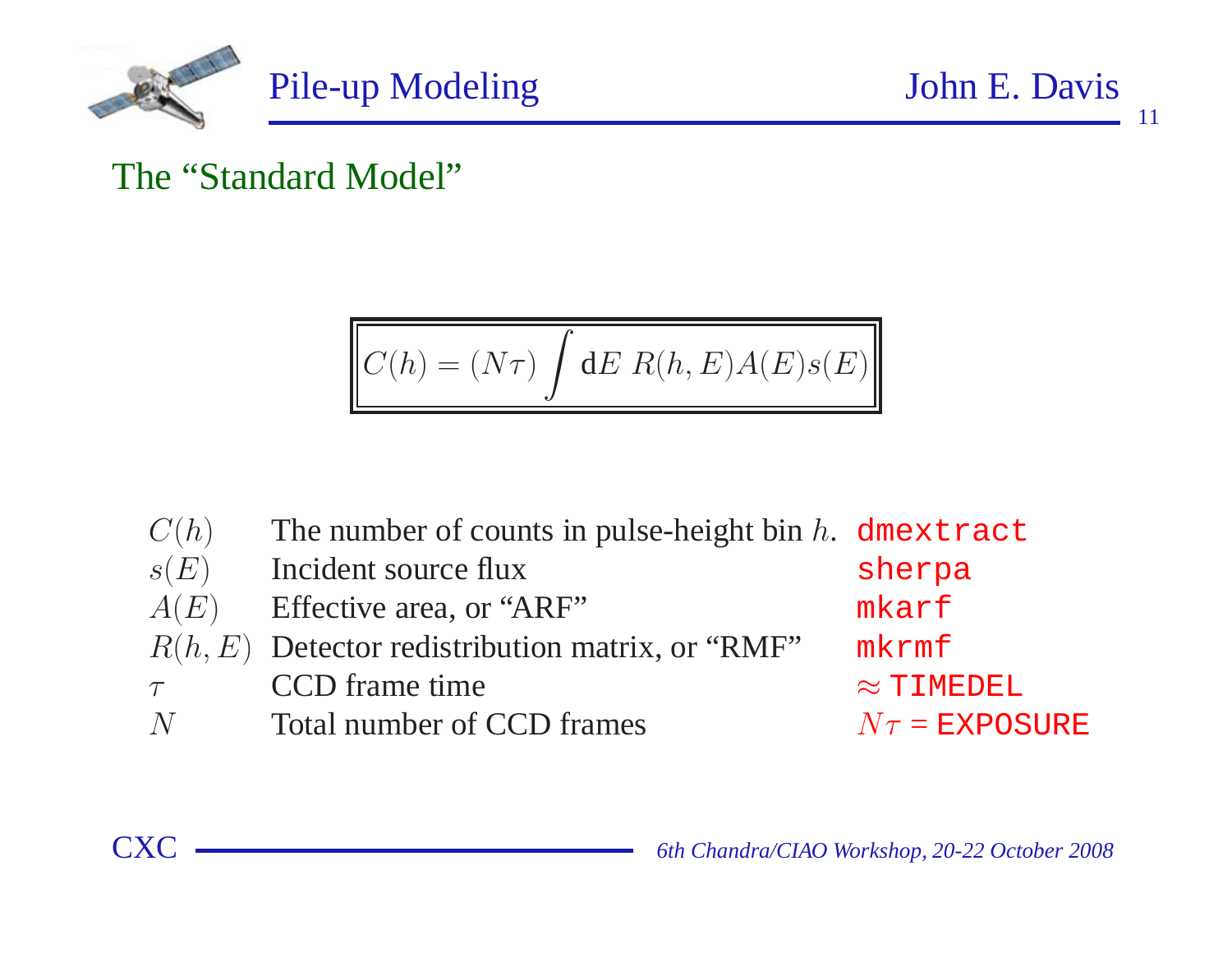## The "Standard Model"

$$
\boxed{C(h) = (N\tau) \int \mathrm{d}E \; R(h, E) A(E) s(E)}
$$

| | | |
|---|---|---|
| $C(h)$ | The number of counts in pulse-height bin $h$. | `dmextract` |
| $s(E)$ | Incident source flux | `sherpa` |
| $A(E)$ | Effective area, or "ARF" | `mkarf` |
| $R(h, E)$ | Detector redistribution matrix, or "RMF" | `mkrmf` |
| $\tau$ | CCD frame time | $\approx$ `TIMEDEL` |
| $N$ | Total number of CCD frames | $N\tau$ = `EXPOSURE` |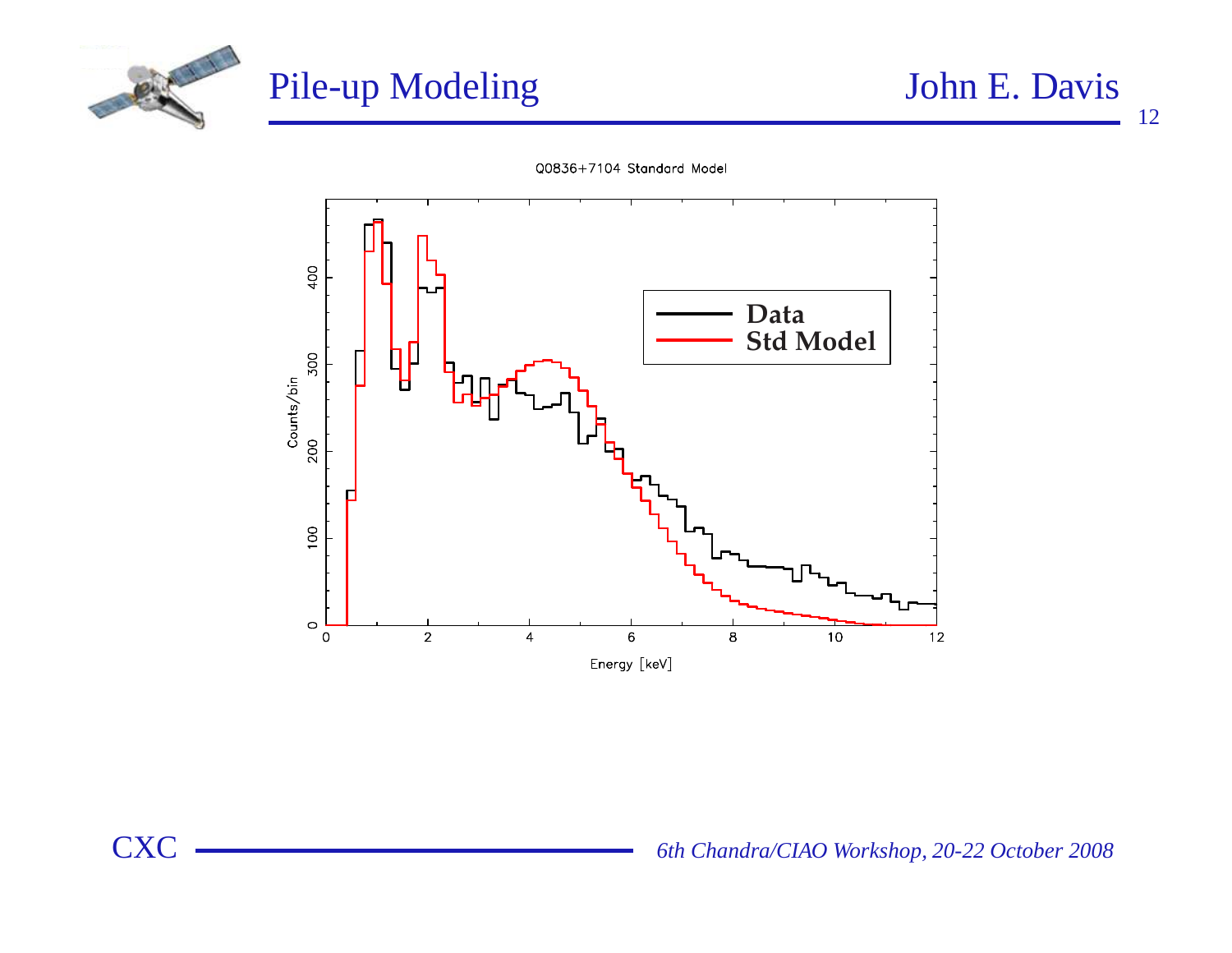# Pile-up Modeling

Q0836+7104 Standard Model

Data
Std Model

Counts/bin

0
100
200
300
400

Energy [keV]

0
2
4
6
8
10
12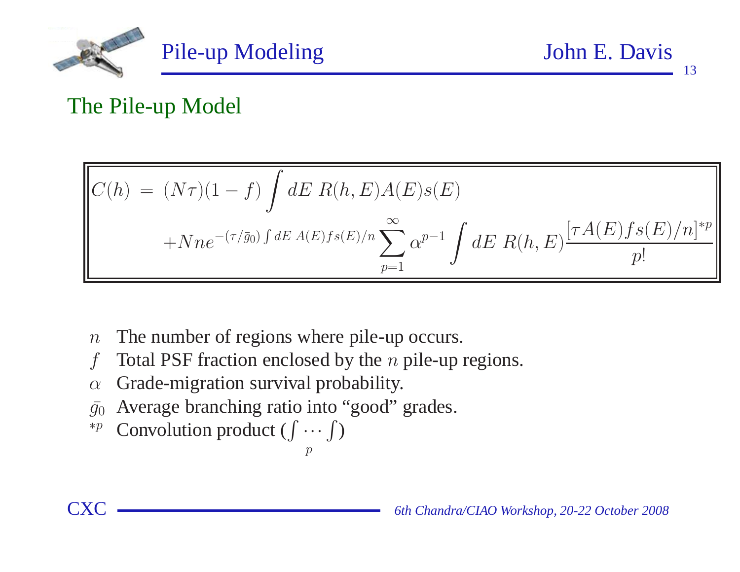## The Pile-up Model

$$
\begin{aligned}
C(h) \;=\; & (N\tau)(1-f)\int dE\; R(h,E)A(E)s(E) \\
& + N n e^{-(\tau/\bar{g}_0)\int dE\; A(E) f s(E)/n} \sum_{p=1}^{\infty} \alpha^{p-1} \int dE\; R(h,E) \frac{[\tau A(E) f s(E)/n]^{*p}}{p!}
\end{aligned}
$$

- $n$ The number of regions where pile-up occurs.
- $f$ Total PSF fraction enclosed by the $n$ pile-up regions.
- $\alpha$ Grade-migration survival probability.
- $\bar{g}_0$ Average branching ratio into "good" grades.
- $^{*p}$ Convolution product ($\underbrace{\int \cdots \int}_{p}$)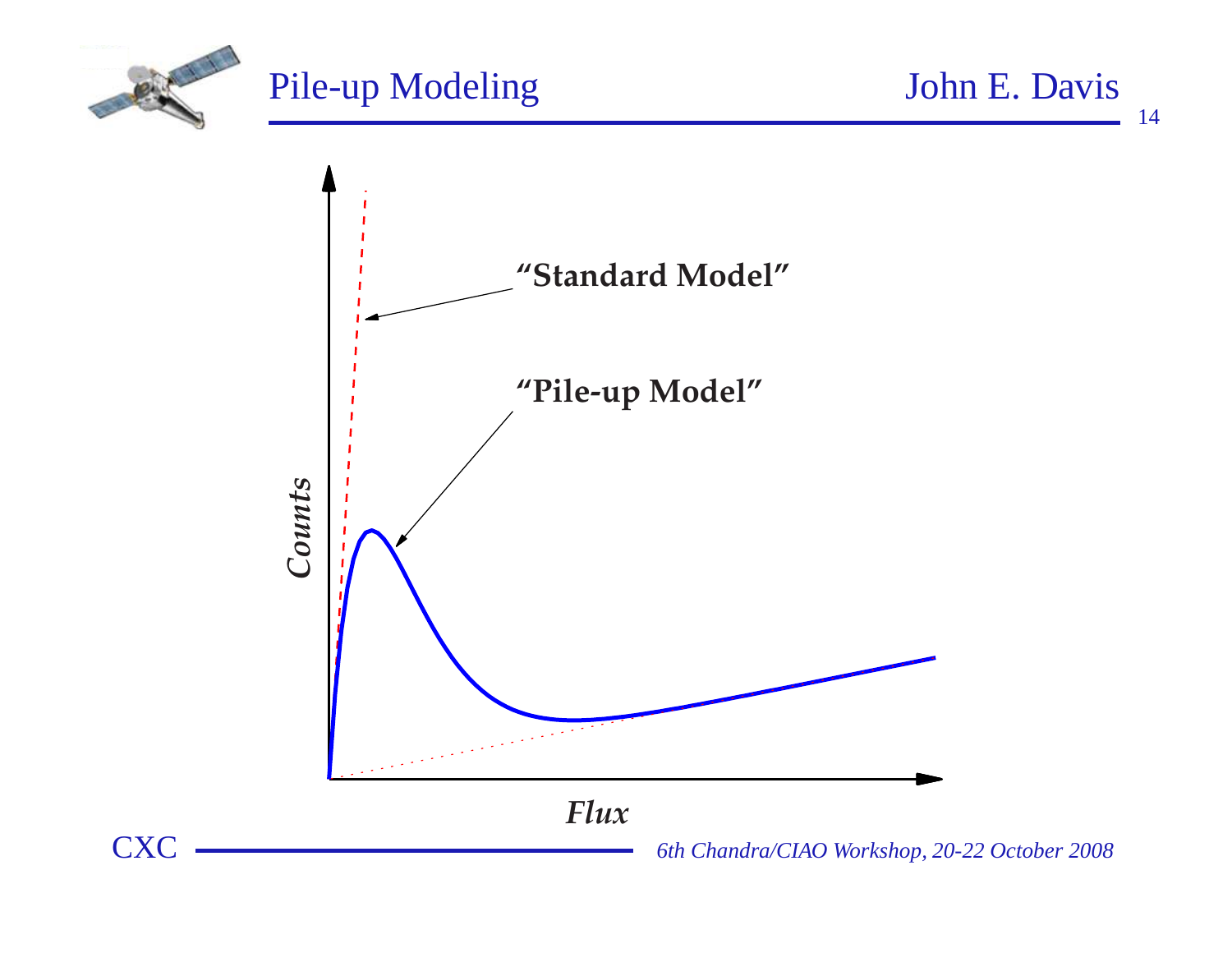## Pile-up Modeling

"Standard Model"

"Pile-up Model"

Counts

Flux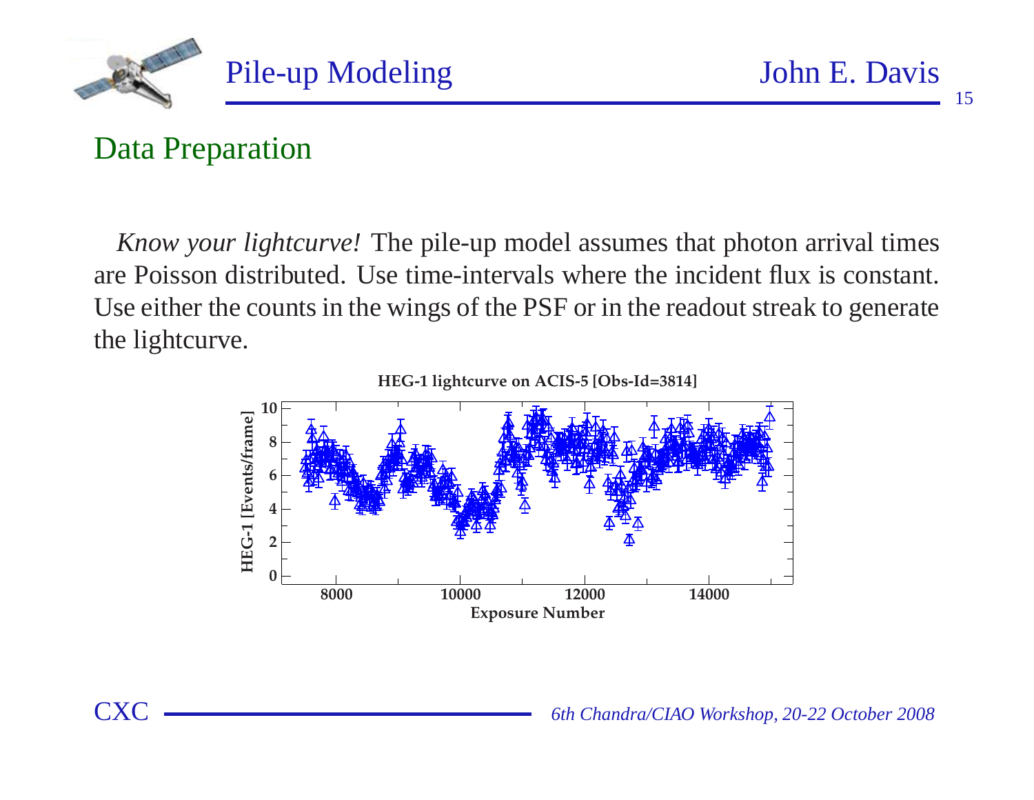## Data Preparation

*Know your lightcurve!* The pile-up model assumes that photon arrival times are Poisson distributed. Use time-intervals where the incident flux is constant. Use either the counts in the wings of the PSF or in the readout streak to generate the lightcurve.

HEG-1 lightcurve on ACIS-5 [Obs-Id=3814]

HEG-1 [Events/frame]

0
2
4
6
8
10

8000
10000
12000
14000

Exposure Number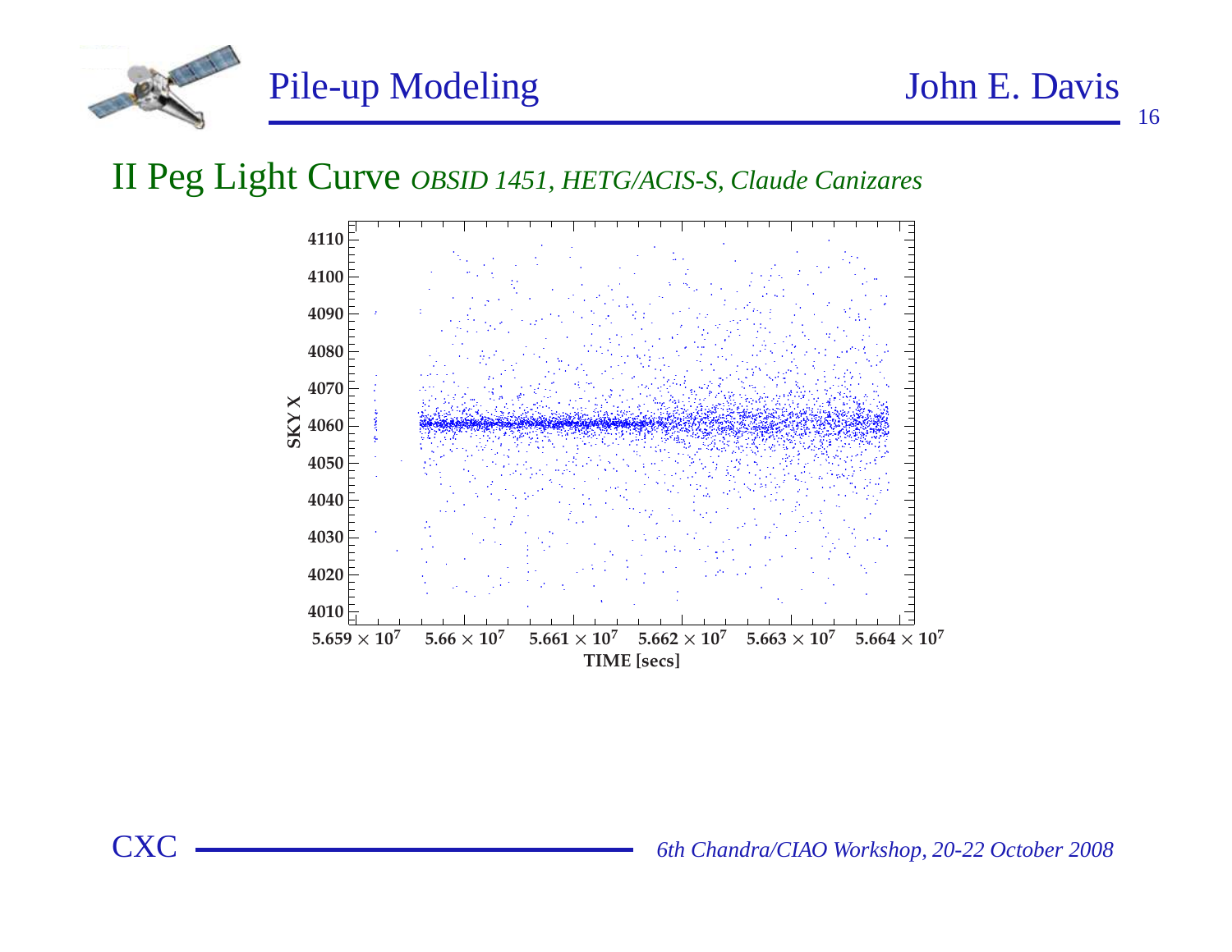## II Peg Light Curve *OBSID 1451, HETG/ACIS-S, Claude Canizares*

4110
4100
4090
4080
4070
4060
4050
4040
4030
4020
4010

SKY X

$5.659 \times 10^7$ $5.66 \times 10^7$ $5.661 \times 10^7$ $5.662 \times 10^7$ $5.663 \times 10^7$ $5.664 \times 10^7$

TIME [secs]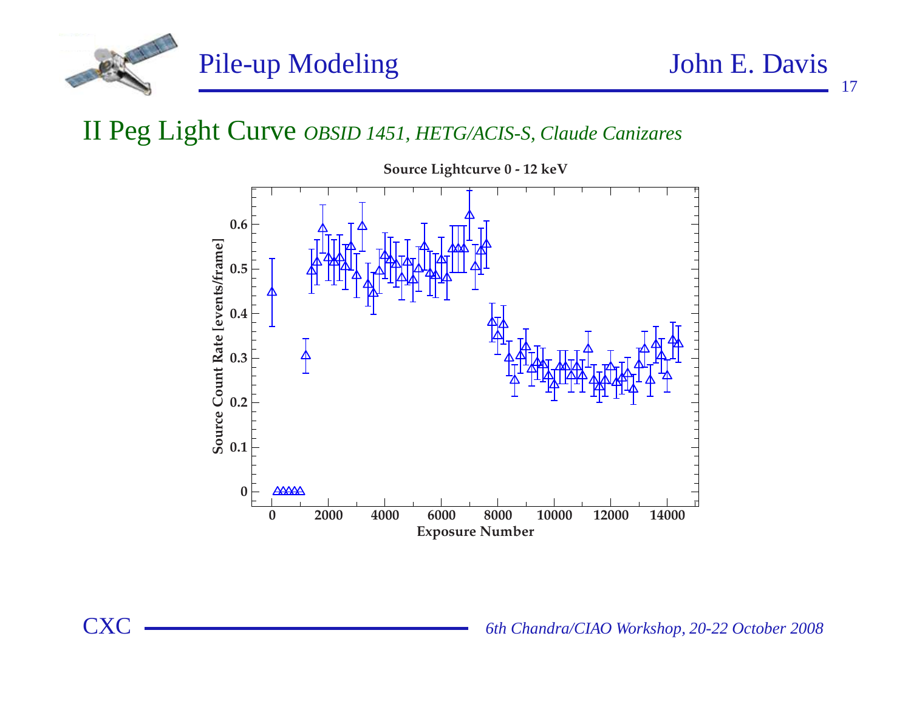# Pile-up Modeling

## II Peg Light Curve *OBSID 1451, HETG/ACIS-S, Claude Canizares*

Source Lightcurve 0 - 12 keV

Source Count Rate [events/frame]

0
0.1
0.2
0.3
0.4
0.5
0.6

Exposure Number

0
2000
4000
6000
8000
10000
12000
14000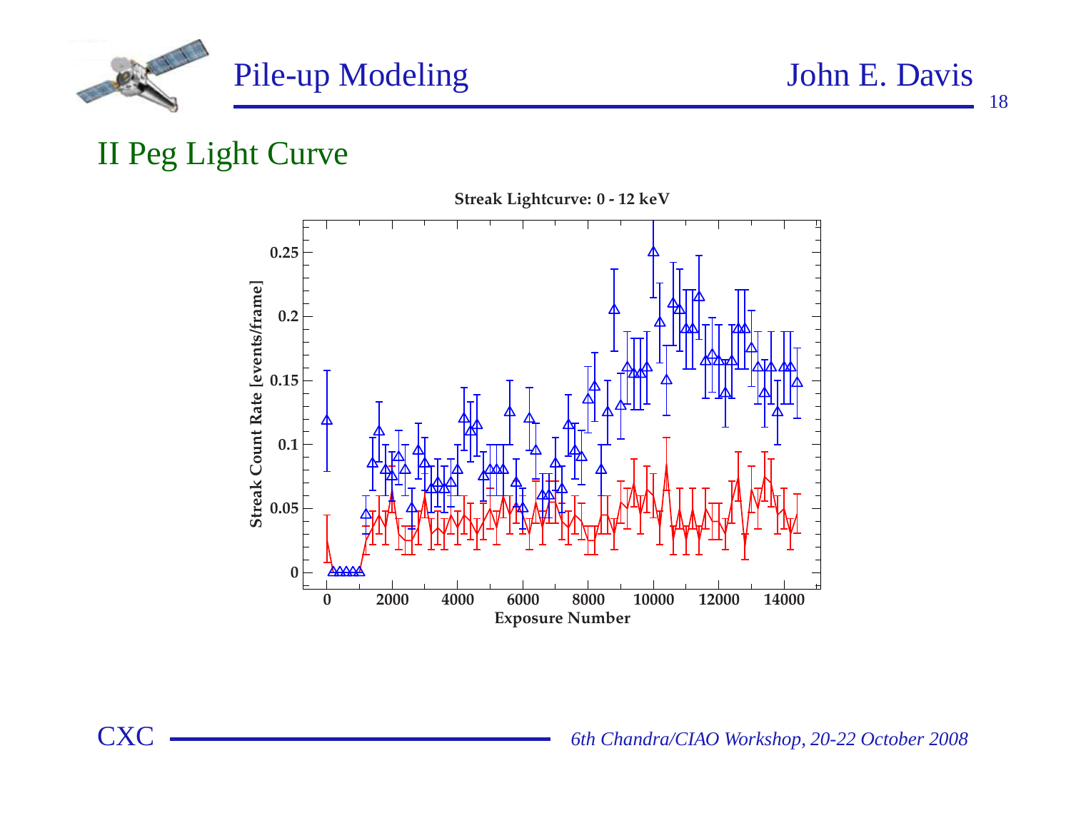## II Peg Light Curve

Streak Lightcurve: 0 - 12 keV

Streak Count Rate [events/frame]

0.25
0.2
0.15
0.1
0.05
0

0
2000
4000
6000
8000
10000
12000
14000

Exposure Number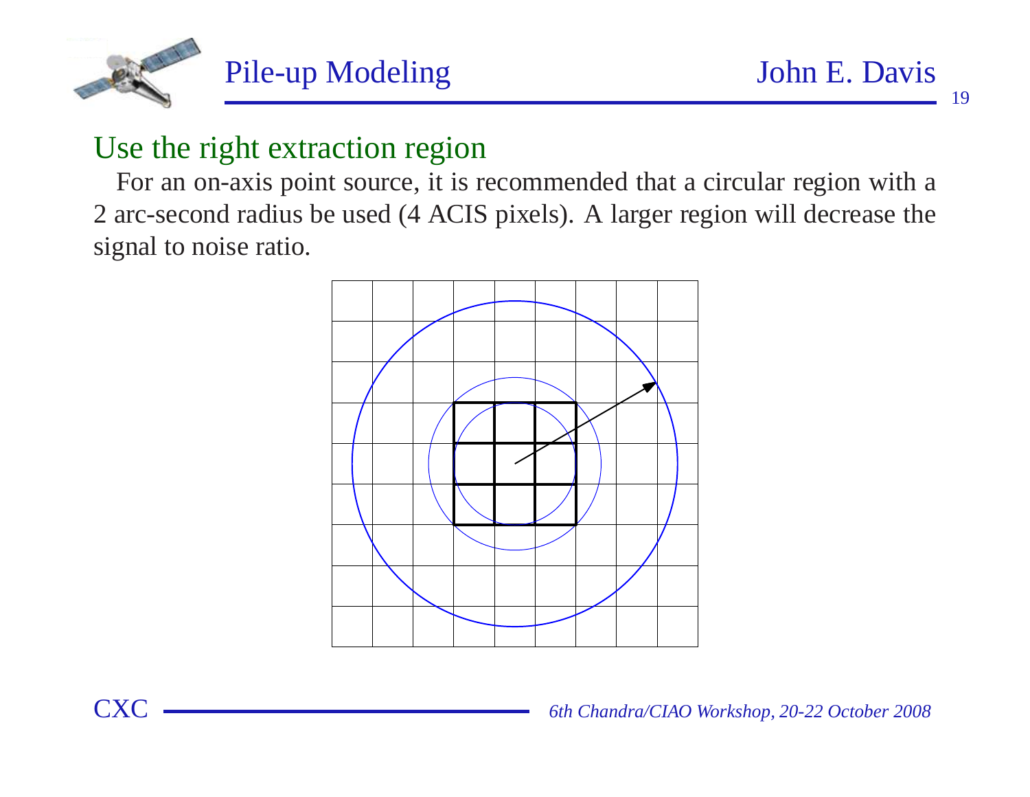## Use the right extraction region

For an on-axis point source, it is recommended that a circular region with a 2 arc-second radius be used (4 ACIS pixels). A larger region will decrease the signal to noise ratio.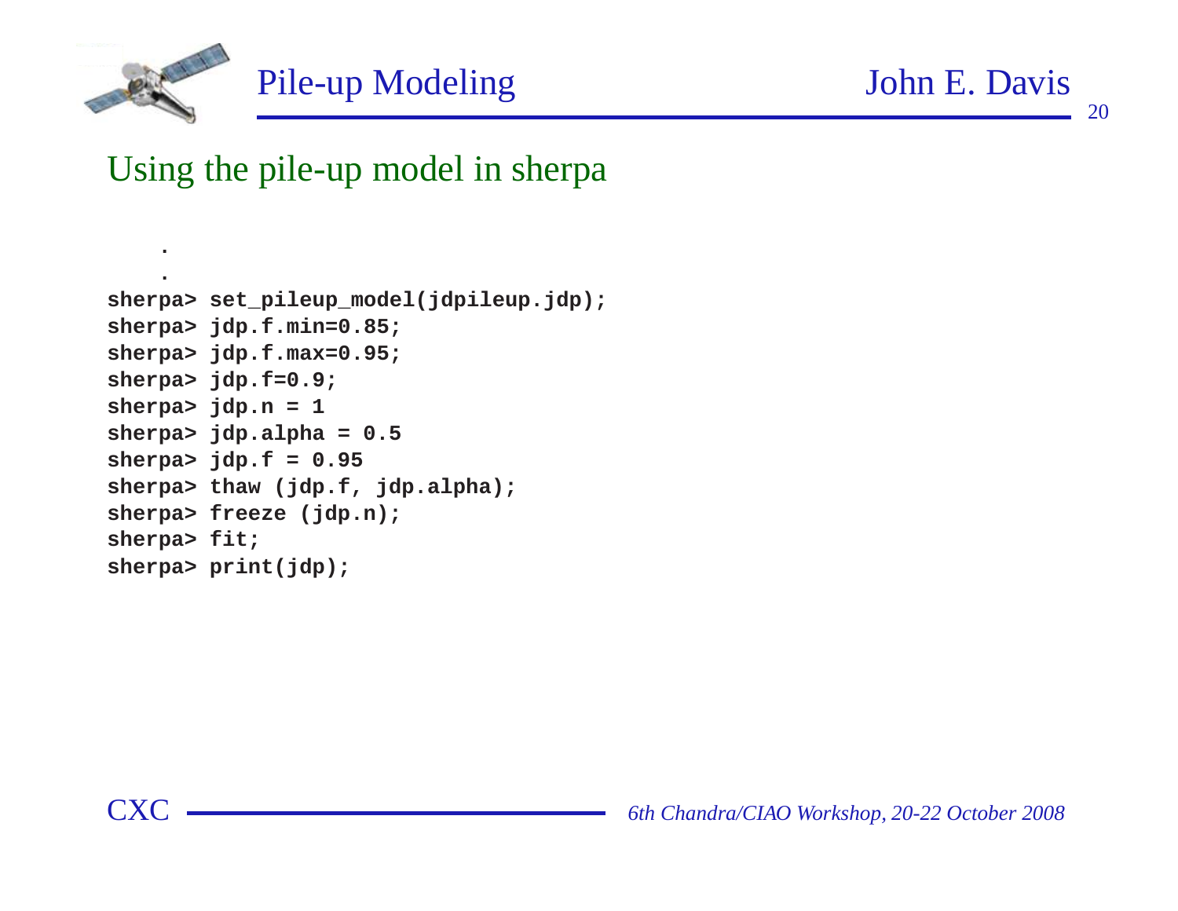## Using the pile-up model in sherpa

```
    .
    .
sherpa> set_pileup_model(jdpileup.jdp);
sherpa> jdp.f.min=0.85;
sherpa> jdp.f.max=0.95;
sherpa> jdp.f=0.9;
sherpa> jdp.n = 1
sherpa> jdp.alpha = 0.5
sherpa> jdp.f = 0.95
sherpa> thaw (jdp.f, jdp.alpha);
sherpa> freeze (jdp.n);
sherpa> fit;
sherpa> print(jdp);
```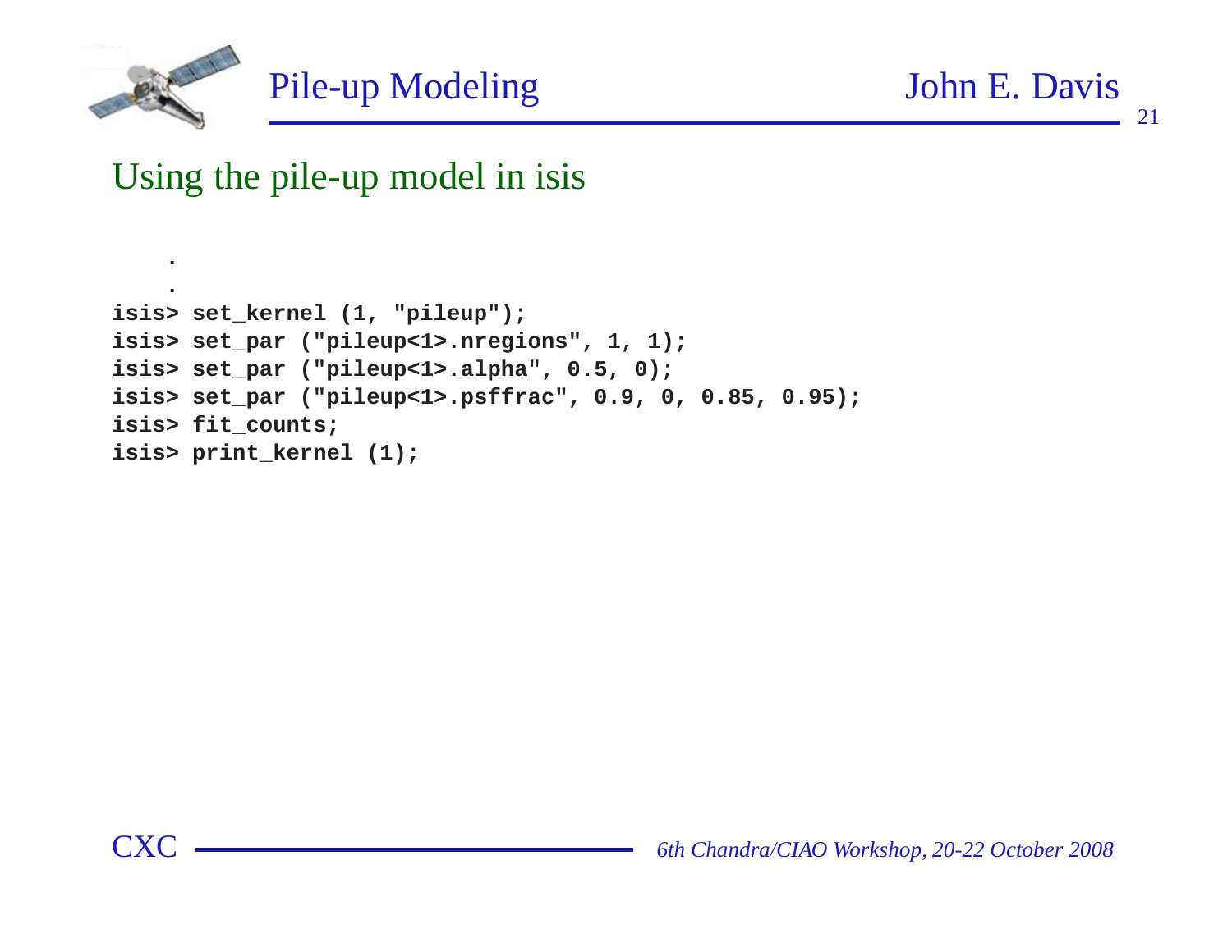## Using the pile-up model in isis

```
    .
    .
isis> set_kernel (1, "pileup");
isis> set_par ("pileup<1>.nregions", 1, 1);
isis> set_par ("pileup<1>.alpha", 0.5, 0);
isis> set_par ("pileup<1>.psffrac", 0.9, 0, 0.85, 0.95);
isis> fit_counts;
isis> print_kernel (1);
```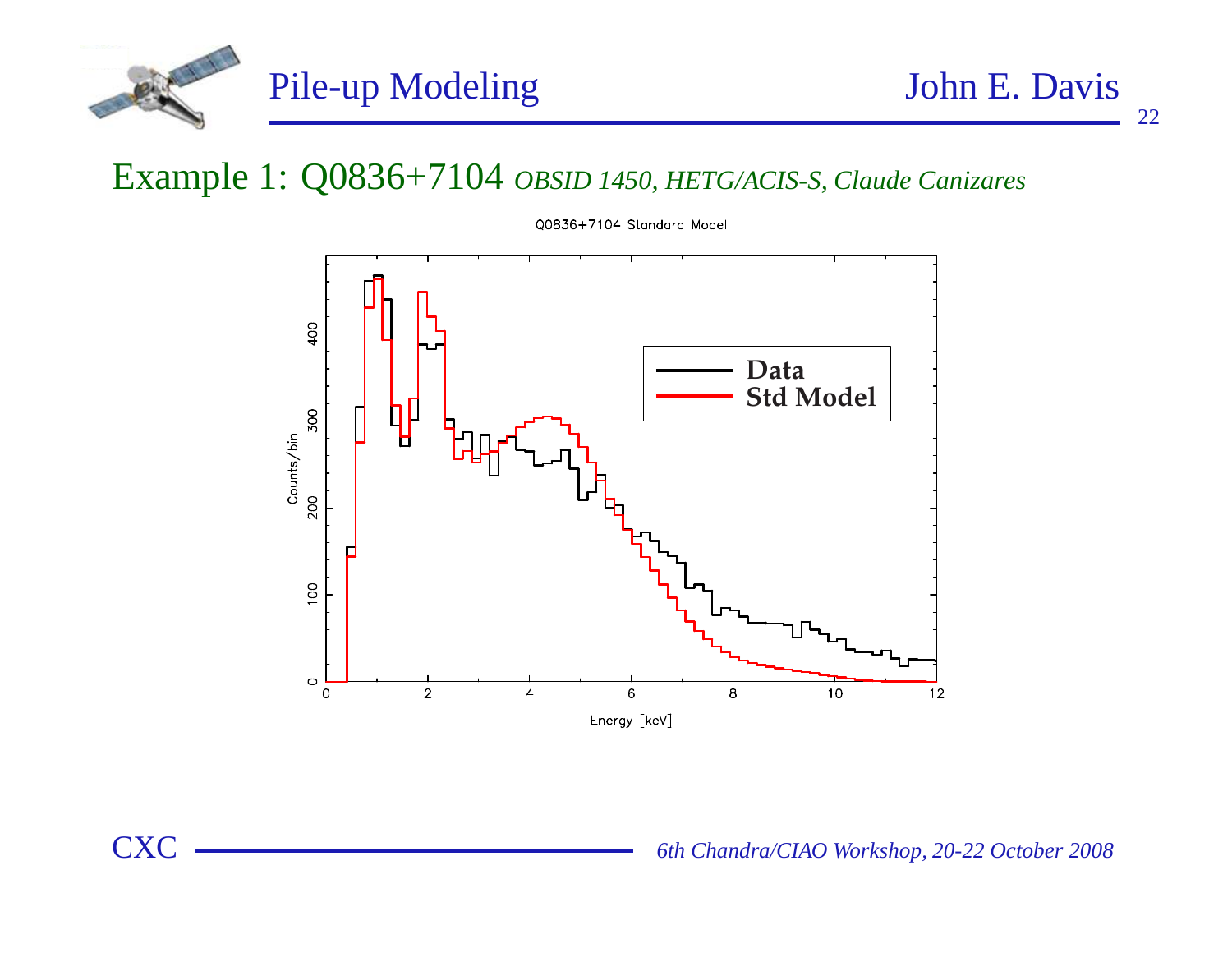## Example 1: Q0836+7104 *OBSID 1450, HETG/ACIS-S, Claude Canizares*

Q0836+7104 Standard Model

Counts/bin

0
100
200
300
400

0
2
4
6
8
10
12

Energy [keV]

**Data**
**Std Model**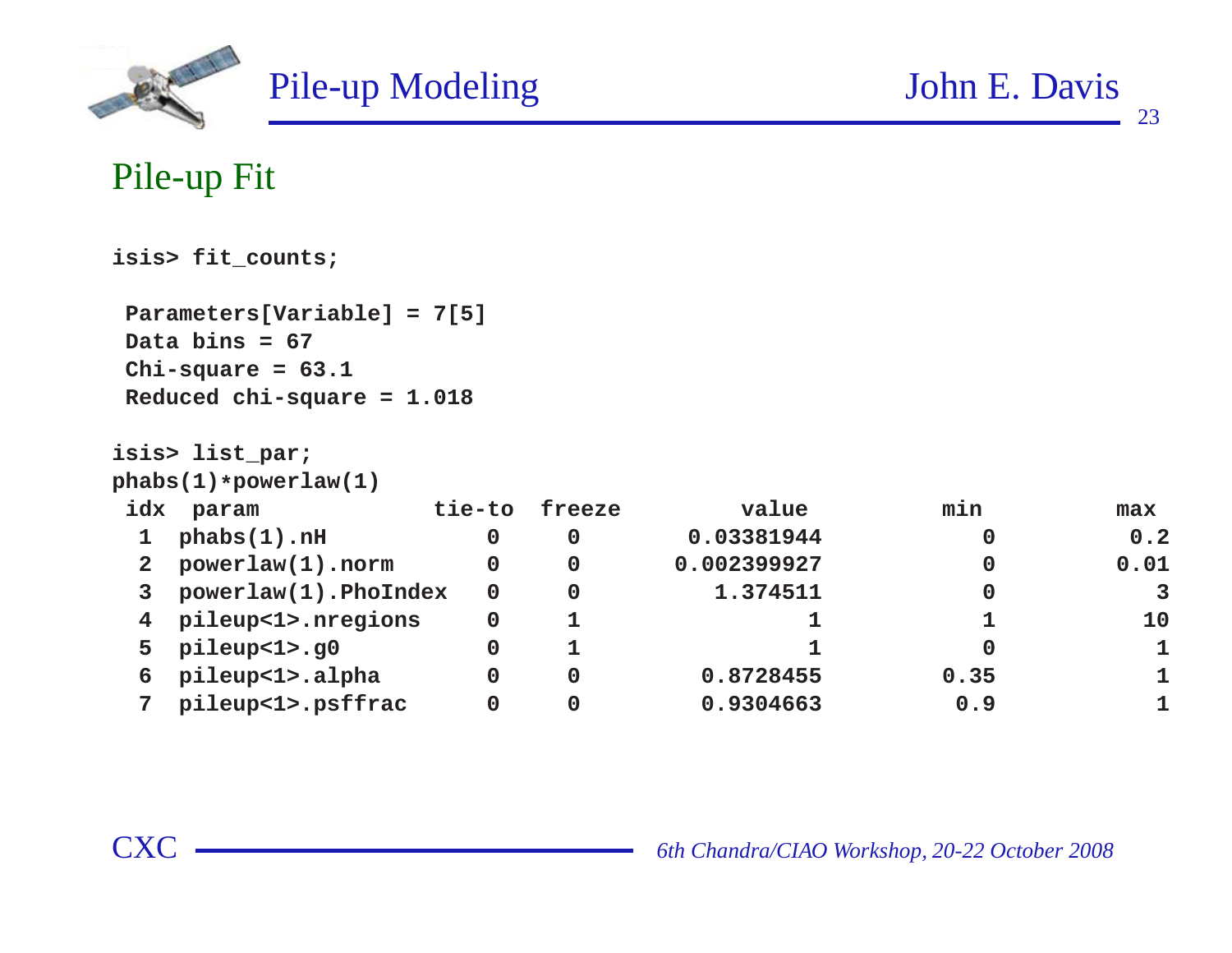## Pile-up Fit

```
isis> fit_counts;

 Parameters[Variable] = 7[5]
 Data bins = 67
 Chi-square = 63.1
 Reduced chi-square = 1.018

isis> list_par;
phabs(1)*powerlaw(1)
 idx  param              tie-to  freeze         value         min          max
  1  phabs(1).nH             0     0     0.03381944           0          0.2
  2  powerlaw(1).norm        0     0    0.002399927           0         0.01
  3  powerlaw(1).PhoIndex    0     0       1.374511           0            3
  4  pileup<1>.nregions      0     1              1           1           10
  5  pileup<1>.g0            0     1              1           0            1
  6  pileup<1>.alpha         0     0      0.8728455        0.35            1
  7  pileup<1>.psffrac       0     0      0.9304663         0.9            1
```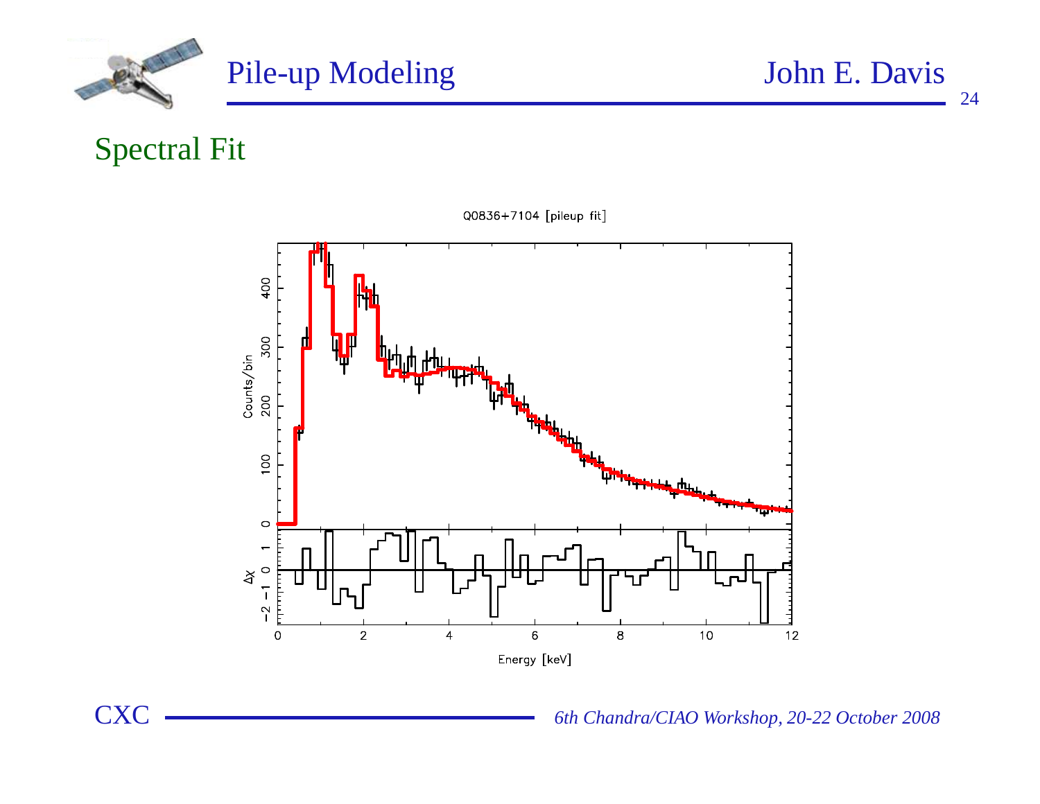## Spectral Fit

Q0836+7104 [pileup fit]

Counts/bin

0
100
200
300
400

Δχ

−2
−1
0
1

0
2
4
6
8
10
12

Energy [keV]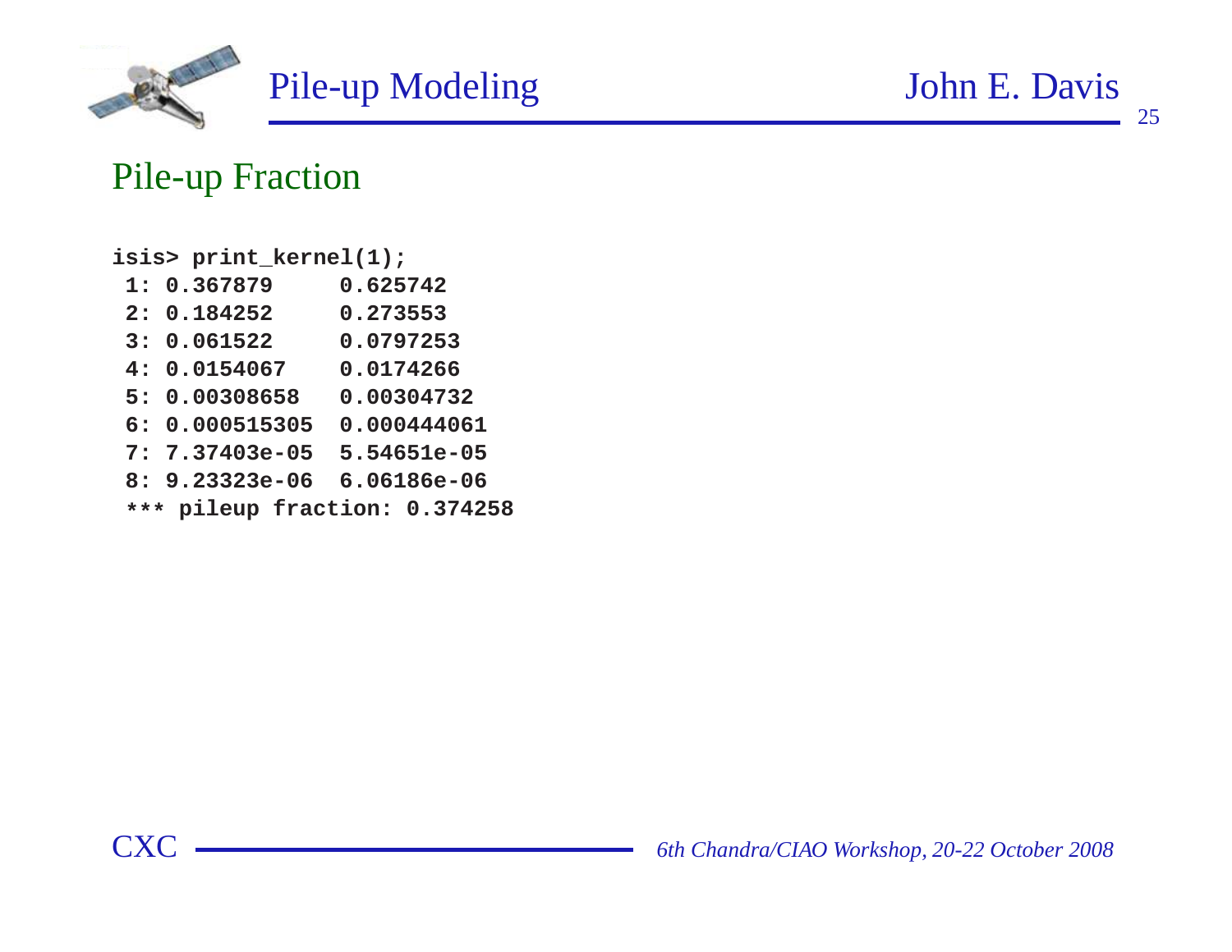# Pile-up Modeling

## Pile-up Fraction

```
isis> print_kernel(1);
 1: 0.367879     0.625742
 2: 0.184252     0.273553
 3: 0.061522     0.0797253
 4: 0.0154067    0.0174266
 5: 0.00308658   0.00304732
 6: 0.000515305  0.000444061
 7: 7.37403e-05  5.54651e-05
 8: 9.23323e-06  6.06186e-06
 *** pileup fraction: 0.374258
```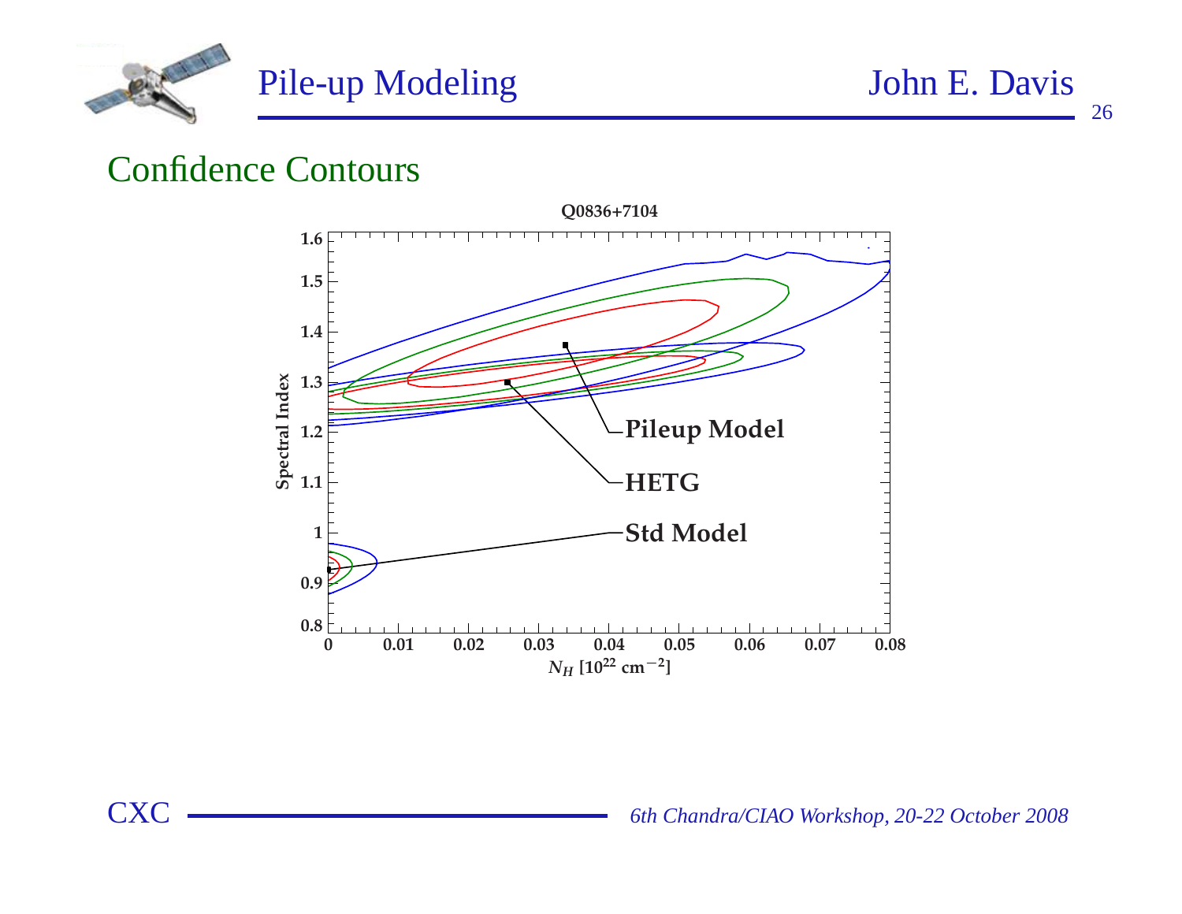## Confidence Contours

Q0836+7104

Spectral Index

1.6
1.5
1.4
1.3
1.2
1.1
1
0.9
0.8

0
0.01
0.02
0.03
0.04
0.05
0.06
0.07
0.08

$N_H$ [$10^{22}$ cm$^{-2}$]

**Pileup Model**

**HETG**

**Std Model**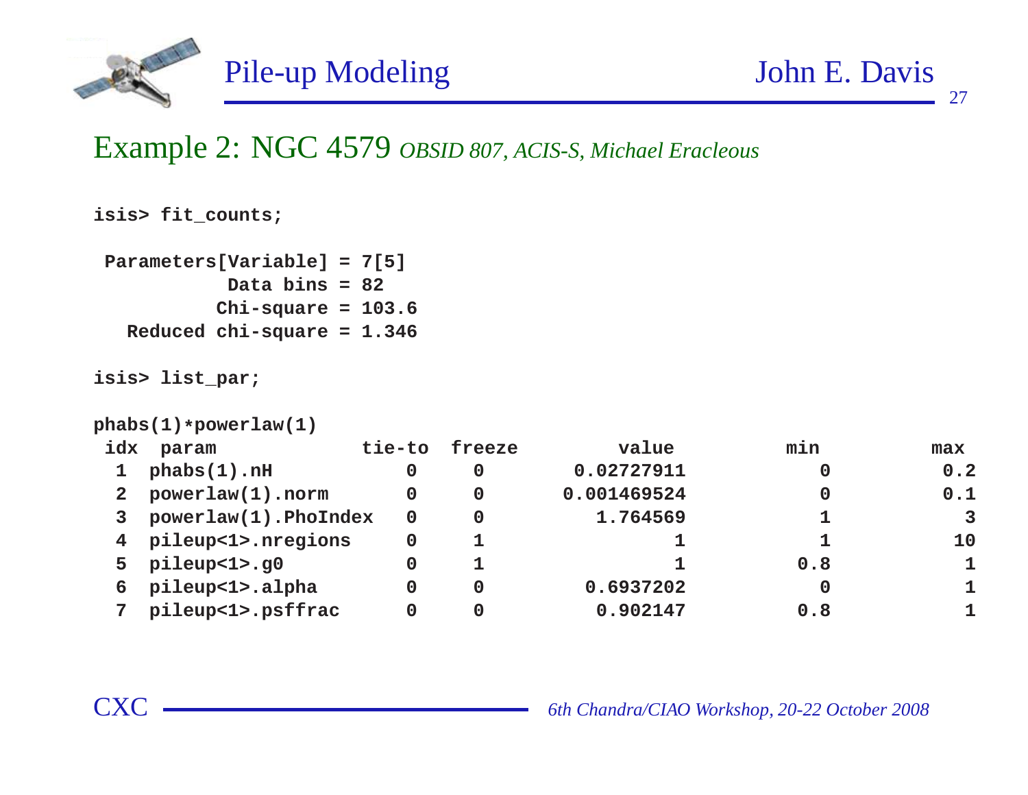# Example 2: NGC 4579 *OBSID 807, ACIS-S, Michael Eracleous*

```
isis> fit_counts;

 Parameters[Variable] = 7[5]
            Data bins = 82
           Chi-square = 103.6
   Reduced chi-square = 1.346

isis> list_par;

phabs(1)*powerlaw(1)
 idx  param              tie-to  freeze         value         min          max
  1  phabs(1).nH              0     0      0.02727911           0          0.2
  2  powerlaw(1).norm         0     0     0.001469524           0          0.1
  3  powerlaw(1).PhoIndex     0     0        1.764569           1            3
  4  pileup<1>.nregions       0     1               1           1           10
  5  pileup<1>.g0             0     1               1         0.8            1
  6  pileup<1>.alpha          0     0       0.6937202           0            1
  7  pileup<1>.psffrac        0     0        0.902147         0.8            1
```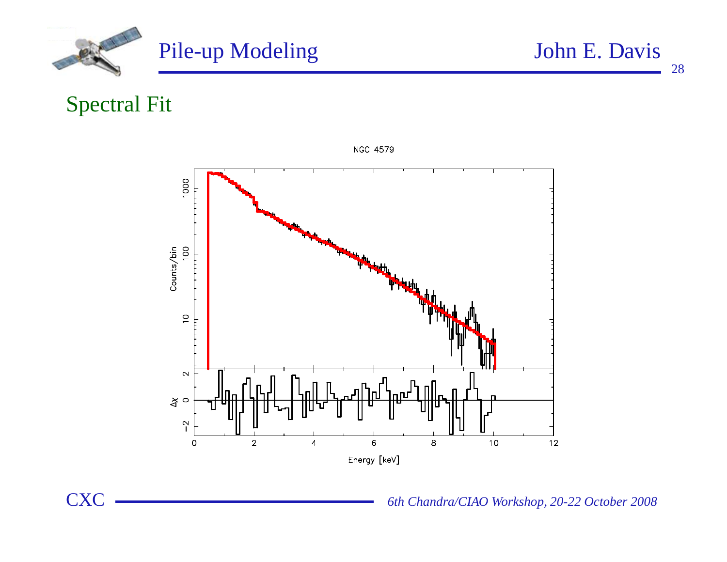## Spectral Fit

NGC 4579

Counts/bin

1000

100

10

Δχ

2

0

−2

0

2

4

6

8

10

12

Energy [keV]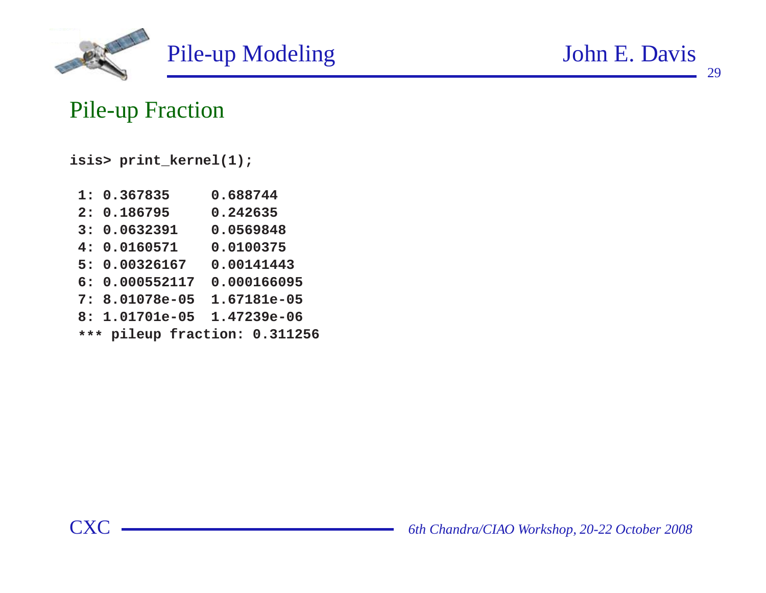## Pile-up Fraction

```
isis> print_kernel(1);

 1: 0.367835     0.688744
 2: 0.186795     0.242635
 3: 0.0632391    0.0569848
 4: 0.0160571    0.0100375
 5: 0.00326167   0.00141443
 6: 0.000552117  0.000166095
 7: 8.01078e-05  1.67181e-05
 8: 1.01701e-05  1.47239e-06
 *** pileup fraction: 0.311256
```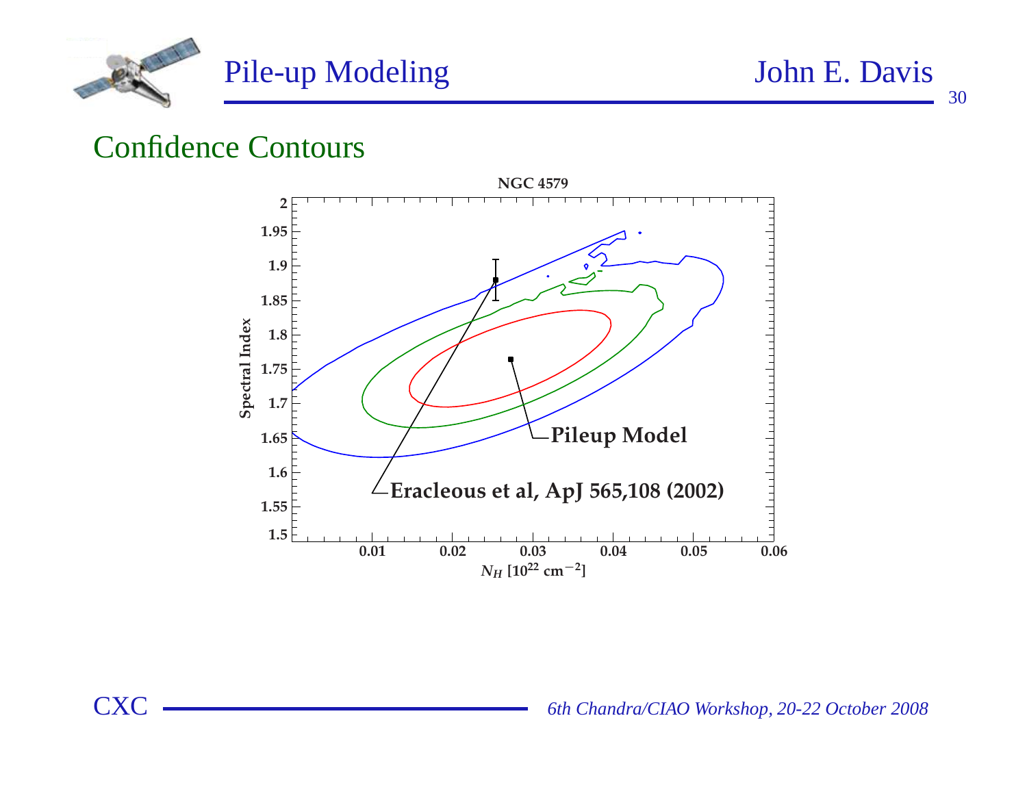## Confidence Contours

NGC 4579

Spectral Index

2
1.95
1.9
1.85
1.8
1.75
1.7
1.65
1.6
1.55
1.5

0.01
0.02
0.03
0.04
0.05
0.06

$N_H$ [$10^{22}$ cm$^{-2}$]

Pileup Model

Eracleous et al, ApJ 565,108 (2002)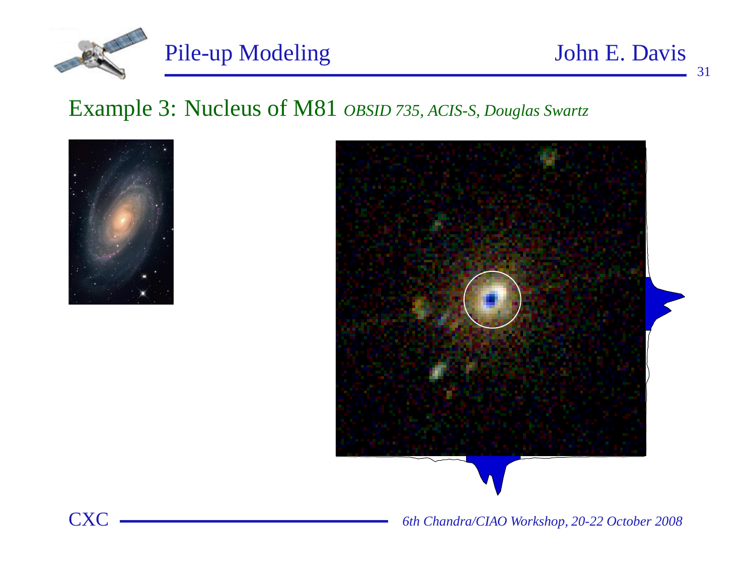## Example 3: Nucleus of M81 *OBSID 735, ACIS-S, Douglas Swartz*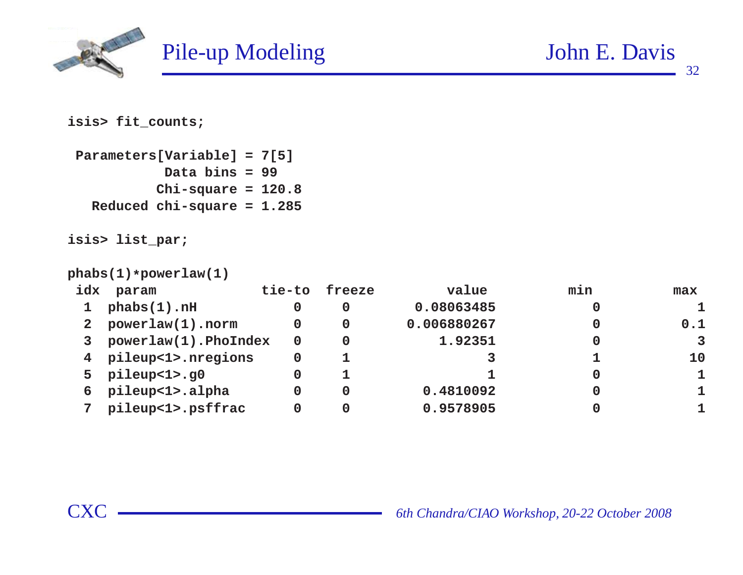# Pile-up Modeling

```
isis> fit_counts;

 Parameters[Variable] = 7[5]
            Data bins = 99
           Chi-square = 120.8
   Reduced chi-square = 1.285

isis> list_par;

phabs(1)*powerlaw(1)
 idx  param                tie-to  freeze          value         min          max
  1  phabs(1).nH              0     0        0.08063485           0            1
  2  powerlaw(1).norm         0     0       0.006880267           0          0.1
  3  powerlaw(1).PhoIndex     0     0           1.92351           0            3
  4  pileup<1>.nregions       0     1                 3           1           10
  5  pileup<1>.g0             0     1                 1           0            1
  6  pileup<1>.alpha          0     0         0.4810092           0            1
  7  pileup<1>.psffrac        0     0         0.9578905           0            1
```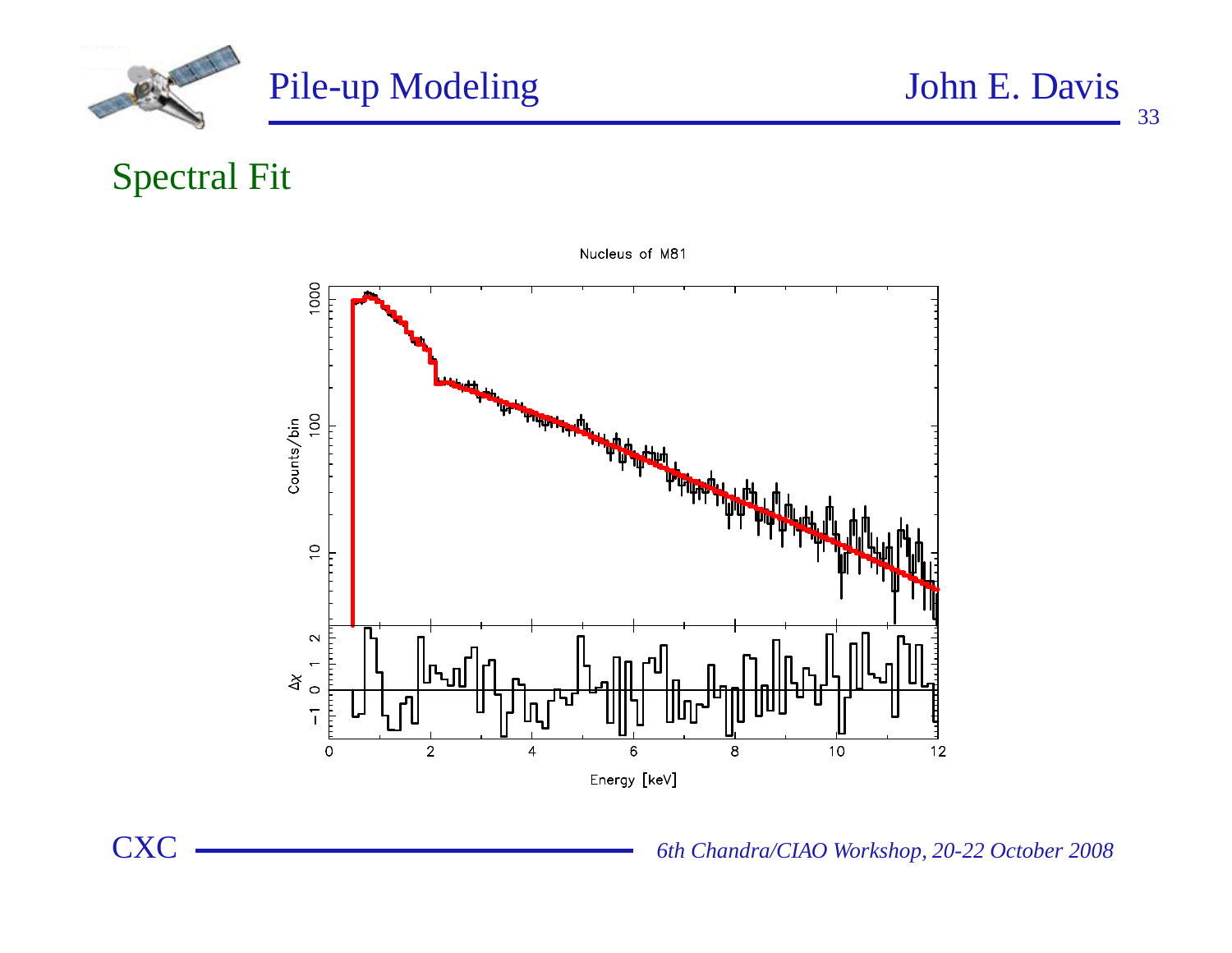## Spectral Fit

Nucleus of M81

Counts/bin

1000

100

10

Δχ

2

1

0

−1

0

2

4

6

8

10

12

Energy [keV]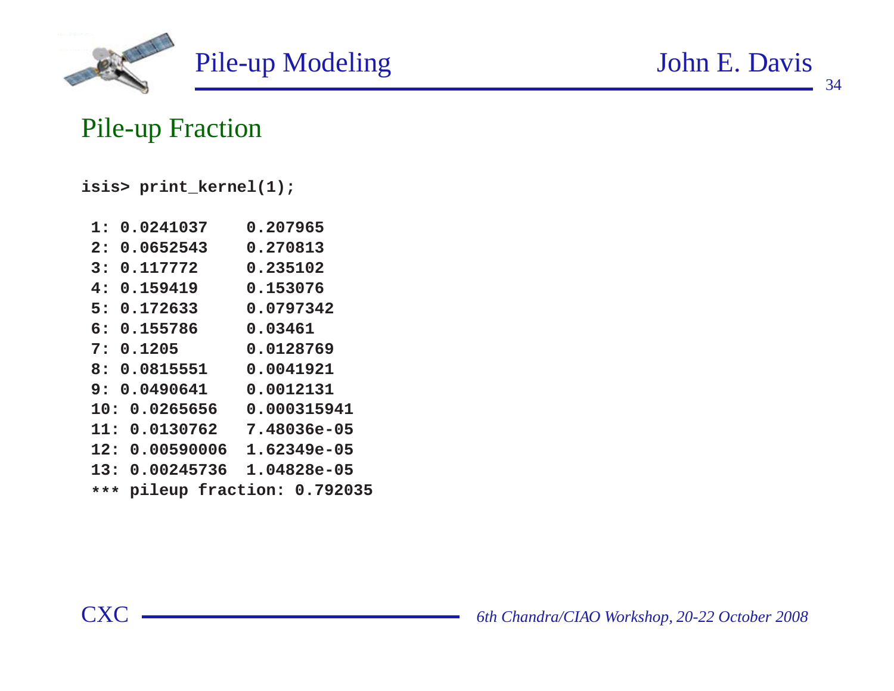## Pile-up Fraction

```
isis> print_kernel(1);

 1: 0.0241037    0.207965
 2: 0.0652543    0.270813
 3: 0.117772     0.235102
 4: 0.159419     0.153076
 5: 0.172633     0.0797342
 6: 0.155786     0.03461
 7: 0.1205       0.0128769
 8: 0.0815551    0.0041921
 9: 0.0490641    0.0012131
 10: 0.0265656   0.000315941
 11: 0.0130762   7.48036e-05
 12: 0.00590006  1.62349e-05
 13: 0.00245736  1.04828e-05
 *** pileup fraction: 0.792035
```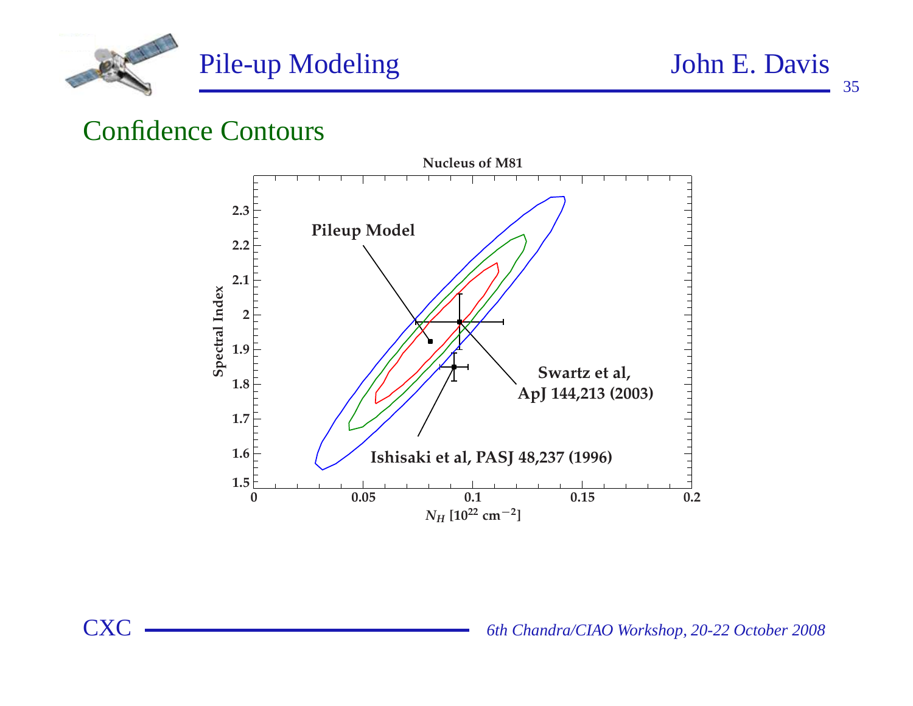## Confidence Contours

Nucleus of M81

Pileup Model

Swartz et al, ApJ 144,213 (2003)

Ishisaki et al, PASJ 48,237 (1996)

Spectral Index

2.3
2.2
2.1
2
1.9
1.8
1.7
1.6
1.5

0
0.05
0.1
0.15
0.2

$N_H$ [$10^{22}$ cm$^{-2}$]